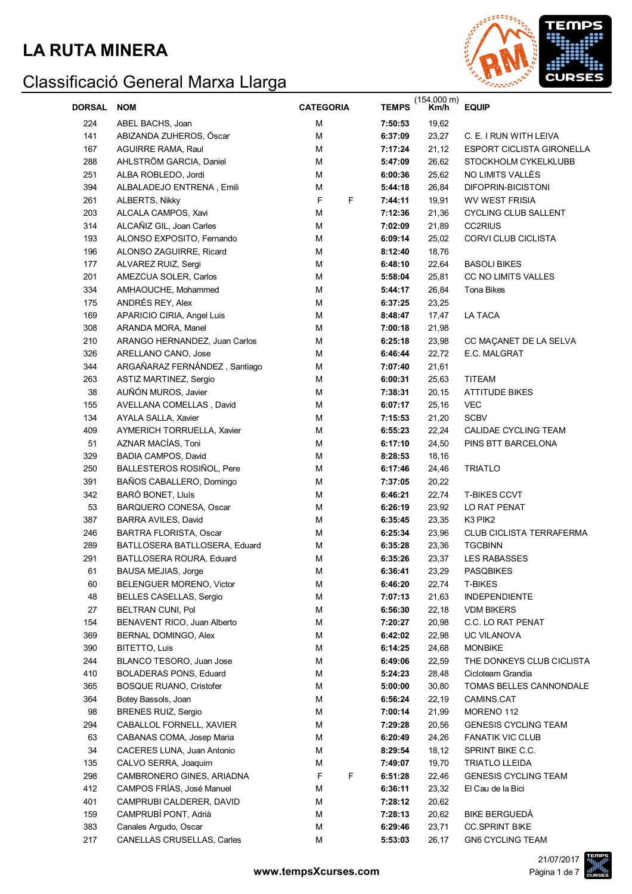# LA RUTA MINERA

## Classificació General Marxa Llarga

| DORSAL | NOM | CATEGORIA | | TEMPS | (154.000 m) Km/h | EQUIP |
|---|---|---|---|---|---|---|
| 224 | ABEL BACHS, Joan | M | | **7:50:53** | 19,62 | |
| 141 | ABIZANDA ZUHEROS, Óscar | M | | **6:37:09** | 23,27 | C. E. I RUN WITH LEIVA |
| 167 | AGUIRRE RAMA, Raul | M | | **7:17:24** | 21,12 | ESPORT CICLISTA GIRONELLA |
| 288 | AHLSTRÖM GARCIA, Daniel | M | | **5:47:09** | 26,62 | STOCKHOLM CYKELKLUBB |
| 251 | ALBA ROBLEDO, Jordi | M | | **6:00:36** | 25,62 | NO LIMITS VALLÈS |
| 394 | ALBALADEJO ENTRENA , Emili | M | | **5:44:18** | 26,84 | DIFOPRIN-BICISTONI |
| 261 | ALBERTS, Nikky | F | F | **7:44:11** | 19,91 | WV WEST FRISIA |
| 203 | ALCALA CAMPOS, Xavi | M | | **7:12:36** | 21,36 | CYCLING CLUB SALLENT |
| 314 | ALCAÑIZ GIL, Joan Carles | M | | **7:02:09** | 21,89 | CC2RIUS |
| 193 | ALONSO EXPOSITO, Fernando | M | | **6:09:14** | 25,02 | CORVI CLUB CICLISTA |
| 196 | ALONSO ZAGUIRRE, Ricard | M | | **8:12:40** | 18,76 | |
| 177 | ALVAREZ RUIZ, Sergi | M | | **6:48:10** | 22,64 | BASOLI BIKES |
| 201 | AMEZCUA SOLER, Carlos | M | | **5:58:04** | 25,81 | CC NO LIMITS VALLES |
| 334 | AMHAOUCHE, Mohammed | M | | **5:44:17** | 26,84 | Tona Bikes |
| 175 | ANDRÉS REY, Alex | M | | **6:37:25** | 23,25 | |
| 169 | APARICIO CIRIA, Angel Luis | M | | **8:48:47** | 17,47 | LA TACA |
| 308 | ARANDA MORA, Manel | M | | **7:00:18** | 21,98 | |
| 210 | ARANGO HERNANDEZ, Juan Carlos | M | | **6:25:18** | 23,98 | CC MAÇANET DE LA SELVA |
| 326 | ARELLANO CANO, Jose | M | | **6:46:44** | 22,72 | E.C. MALGRAT |
| 344 | ARGAÑARAZ FERNÁNDEZ , Santiago | M | | **7:07:40** | 21,61 | |
| 263 | ASTIZ MARTINEZ, Sergio | M | | **6:00:31** | 25,63 | TITEAM |
| 38 | AUÑÓN MUROS, Javier | M | | **7:38:31** | 20,15 | ATTITUDE BIKES |
| 155 | AVELLANA COMELLAS , David | M | | **6:07:17** | 25,16 | VEC |
| 134 | AYALA SALLA, Xavier | M | | **7:15:53** | 21,20 | SCBV |
| 409 | AYMERICH TORRUELLA, Xavier | M | | **6:55:23** | 22,24 | CALIDAE CYCLING TEAM |
| 51 | AZNAR MACÍAS, Toni | M | | **6:17:10** | 24,50 | PINS BTT BARCELONA |
| 329 | BADIA CAMPOS, David | M | | **8:28:53** | 18,16 | |
| 250 | BALLESTEROS ROSIÑOL, Pere | M | | **6:17:46** | 24,46 | TRIATLO |
| 391 | BAÑOS CABALLERO, Domingo | M | | **7:37:05** | 20,22 | |
| 342 | BARÓ BONET, Lluís | M | | **6:46:21** | 22,74 | T-BIKES CCVT |
| 53 | BARQUERO CONESA, Oscar | M | | **6:26:19** | 23,92 | LO RAT PENAT |
| 387 | BARRA AVILES, David | M | | **6:35:45** | 23,35 | K3 PIK2 |
| 246 | BARTRA FLORISTA, Oscar | M | | **6:25:34** | 23,96 | CLUB CICLISTA TERRAFERMA |
| 289 | BATLLOSERA BATLLOSERA, Eduard | M | | **6:35:28** | 23,36 | TGCBINN |
| 291 | BATLLOSERA ROURA, Eduard | M | | **6:35:26** | 23,37 | LES RABASSES |
| 61 | BAUSA MEJIAS, Jorge | M | | **6:36:41** | 23,29 | PASQBIKES |
| 60 | BELENGUER MORENO, Victor | M | | **6:46:20** | 22,74 | T-BIKES |
| 48 | BELLES CASELLAS, Sergio | M | | **7:07:13** | 21,63 | INDEPENDIENTE |
| 27 | BELTRAN CUNI, Pol | M | | **6:56:30** | 22,18 | VDM BIKERS |
| 154 | BENAVENT RICO, Juan Alberto | M | | **7:20:27** | 20,98 | C.C. LO RAT PENAT |
| 369 | BERNAL DOMINGO, Alex | M | | **6:42:02** | 22,98 | UC VILANOVA |
| 390 | BITETTO, Luis | M | | **6:14:25** | 24,68 | MONBIKE |
| 244 | BLANCO TESORO, Juan Jose | M | | **6:49:06** | 22,59 | THE DONKEYS CLUB CICLISTA |
| 410 | BOLADERAS PONS, Eduard | M | | **5:24:23** | 28,48 | Cicloteam Grandia |
| 365 | BOSQUE RUANO, Cristofer | M | | **5:00:00** | 30,80 | TOMAS BELLES CANNONDALE |
| 364 | Botey Bassols, Joan | M | | **6:56:24** | 22,19 | CAMINS.CAT |
| 98 | BRENES RUIZ, Sergio | M | | **7:00:14** | 21,99 | MORENO 112 |
| 294 | CABALLOL FORNELL, XAVIER | M | | **7:29:28** | 20,56 | GENESIS CYCLING TEAM |
| 63 | CABANAS COMA, Josep Maria | M | | **6:20:49** | 24,26 | FANATIK VIC CLUB |
| 34 | CACERES LUNA, Juan Antonio | M | | **8:29:54** | 18,12 | SPRINT BIKE C.C. |
| 135 | CALVO SERRA, Joaquim | M | | **7:49:07** | 19,70 | TRIATLO LLEIDA |
| 298 | CAMBRONERO GINES, ARIADNA | F | F | **6:51:28** | 22,46 | GENESIS CYCLING TEAM |
| 412 | CAMPOS FRÍAS, José Manuel | M | | **6:36:11** | 23,32 | El Cau de la Bici |
| 401 | CAMPRUBI CALDERER, DAVID | M | | **7:28:12** | 20,62 | |
| 159 | CAMPRUBÍ PONT, Adrià | M | | **7:28:13** | 20,62 | BIKE BERGUEDÀ |
| 383 | Canales Argudo, Oscar | M | | **6:29:46** | 23,71 | CC.SPRINT BIKE |
| 217 | CANELLAS CRUSELLAS, Carles | M | | **5:53:03** | 26,17 | GN6 CYCLING TEAM |

www.tempsXcurses.com

21/07/2017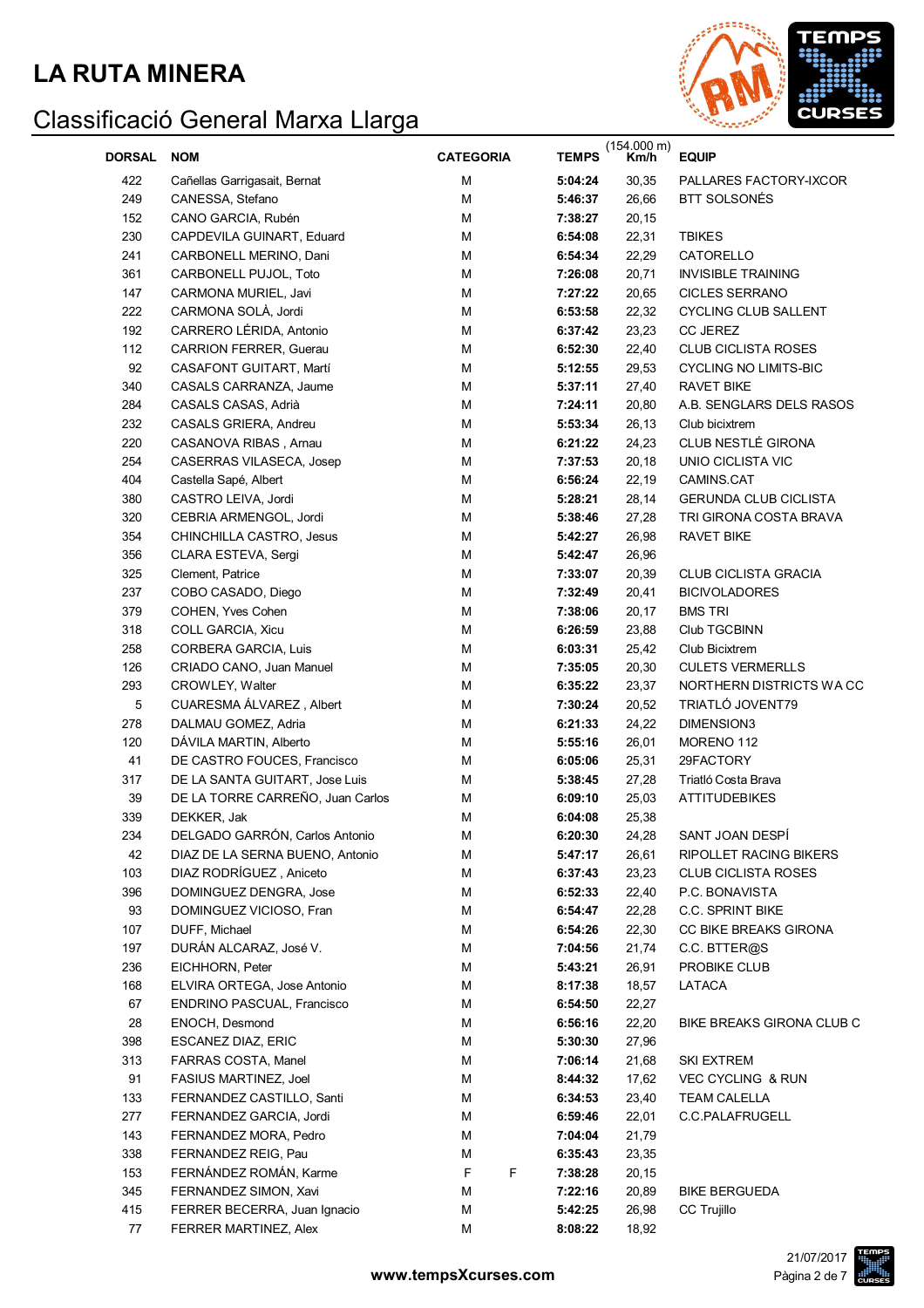# LA RUTA MINERA

## Classificació General Marxa Llarga

| DORSAL | NOM | CATEGORIA | | TEMPS | (154.000 m) Km/h | EQUIP |
|---|---|---|---|---|---|---|
| 422 | Cañellas Garrigasait, Bernat | M | | **5:04:24** | 30,35 | PALLARES FACTORY-IXCOR |
| 249 | CANESSA, Stefano | M | | **5:46:37** | 26,66 | BTT SOLSONÉS |
| 152 | CANO GARCIA, Rubén | M | | **7:38:27** | 20,15 | |
| 230 | CAPDEVILA GUINART, Eduard | M | | **6:54:08** | 22,31 | TBIKES |
| 241 | CARBONELL MERINO, Dani | M | | **6:54:34** | 22,29 | CATORELLO |
| 361 | CARBONELL PUJOL, Toto | M | | **7:26:08** | 20,71 | INVISIBLE TRAINING |
| 147 | CARMONA MURIEL, Javi | M | | **7:27:22** | 20,65 | CICLES SERRANO |
| 222 | CARMONA SOLÀ, Jordi | M | | **6:53:58** | 22,32 | CYCLING CLUB SALLENT |
| 192 | CARRERO LÉRIDA, Antonio | M | | **6:37:42** | 23,23 | CC JEREZ |
| 112 | CARRION FERRER, Guerau | M | | **6:52:30** | 22,40 | CLUB CICLISTA ROSES |
| 92 | CASAFONT GUITART, Martí | M | | **5:12:55** | 29,53 | CYCLING NO LIMITS-BIC |
| 340 | CASALS CARRANZA, Jaume | M | | **5:37:11** | 27,40 | RAVET BIKE |
| 284 | CASALS CASAS, Adrià | M | | **7:24:11** | 20,80 | A.B. SENGLARS DELS RASOS |
| 232 | CASALS GRIERA, Andreu | M | | **5:53:34** | 26,13 | Club bicixtrem |
| 220 | CASANOVA RIBAS , Arnau | M | | **6:21:22** | 24,23 | CLUB NESTLÉ GIRONA |
| 254 | CASERRAS VILASECA, Josep | M | | **7:37:53** | 20,18 | UNIO CICLISTA VIC |
| 404 | Castella Sapé, Albert | M | | **6:56:24** | 22,19 | CAMINS.CAT |
| 380 | CASTRO LEIVA, Jordi | M | | **5:28:21** | 28,14 | GERUNDA CLUB CICLISTA |
| 320 | CEBRIA ARMENGOL, Jordi | M | | **5:38:46** | 27,28 | TRI GIRONA COSTA BRAVA |
| 354 | CHINCHILLA CASTRO, Jesus | M | | **5:42:27** | 26,98 | RAVET BIKE |
| 356 | CLARA ESTEVA, Sergi | M | | **5:42:47** | 26,96 | |
| 325 | Clement, Patrice | M | | **7:33:07** | 20,39 | CLUB CICLISTA GRACIA |
| 237 | COBO CASADO, Diego | M | | **7:32:49** | 20,41 | BICIVOLADORES |
| 379 | COHEN, Yves Cohen | M | | **7:38:06** | 20,17 | BMS TRI |
| 318 | COLL GARCIA, Xicu | M | | **6:26:59** | 23,88 | Club TGCBINN |
| 258 | CORBERA GARCIA, Luis | M | | **6:03:31** | 25,42 | Club Bicixtrem |
| 126 | CRIADO CANO, Juan Manuel | M | | **7:35:05** | 20,30 | CULETS VERMERLLS |
| 293 | CROWLEY, Walter | M | | **6:35:22** | 23,37 | NORTHERN DISTRICTS WA CC |
| 5 | CUARESMA ÁLVAREZ , Albert | M | | **7:30:24** | 20,52 | TRIATLÓ JOVENT79 |
| 278 | DALMAU GOMEZ, Adria | M | | **6:21:33** | 24,22 | DIMENSION3 |
| 120 | DÁVILA MARTIN, Alberto | M | | **5:55:16** | 26,01 | MORENO 112 |
| 41 | DE CASTRO FOUCES, Francisco | M | | **6:05:06** | 25,31 | 29FACTORY |
| 317 | DE LA SANTA GUITART, Jose Luis | M | | **5:38:45** | 27,28 | Triatló Costa Brava |
| 39 | DE LA TORRE CARREÑO, Juan Carlos | M | | **6:09:10** | 25,03 | ATTITUDEBIKES |
| 339 | DEKKER, Jak | M | | **6:04:08** | 25,38 | |
| 234 | DELGADO GARRÓN, Carlos Antonio | M | | **6:20:30** | 24,28 | SANT JOAN DESPÍ |
| 42 | DIAZ DE LA SERNA BUENO, Antonio | M | | **5:47:17** | 26,61 | RIPOLLET RACING BIKERS |
| 103 | DIAZ RODRÍGUEZ , Aniceto | M | | **6:37:43** | 23,23 | CLUB CICLISTA ROSES |
| 396 | DOMINGUEZ DENGRA, Jose | M | | **6:52:33** | 22,40 | P.C. BONAVISTA |
| 93 | DOMINGUEZ VICIOSO, Fran | M | | **6:54:47** | 22,28 | C.C. SPRINT BIKE |
| 107 | DUFF, Michael | M | | **6:54:26** | 22,30 | CC BIKE BREAKS GIRONA |
| 197 | DURÁN ALCARAZ, José V. | M | | **7:04:56** | 21,74 | C.C. BTTER@S |
| 236 | EICHHORN, Peter | M | | **5:43:21** | 26,91 | PROBIKE CLUB |
| 168 | ELVIRA ORTEGA, Jose Antonio | M | | **8:17:38** | 18,57 | LATACA |
| 67 | ENDRINO PASCUAL, Francisco | M | | **6:54:50** | 22,27 | |
| 28 | ENOCH, Desmond | M | | **6:56:16** | 22,20 | BIKE BREAKS GIRONA CLUB C |
| 398 | ESCANEZ DIAZ, ERIC | M | | **5:30:30** | 27,96 | |
| 313 | FARRAS COSTA, Manel | M | | **7:06:14** | 21,68 | SKI EXTREM |
| 91 | FASIUS MARTINEZ, Joel | M | | **8:44:32** | 17,62 | VEC CYCLING & RUN |
| 133 | FERNANDEZ CASTILLO, Santi | M | | **6:34:53** | 23,40 | TEAM CALELLA |
| 277 | FERNANDEZ GARCIA, Jordi | M | | **6:59:46** | 22,01 | C.C.PALAFRUGELL |
| 143 | FERNANDEZ MORA, Pedro | M | | **7:04:04** | 21,79 | |
| 338 | FERNANDEZ REIG, Pau | M | | **6:35:43** | 23,35 | |
| 153 | FERNÁNDEZ ROMÁN, Karme | F | F | **7:38:28** | 20,15 | |
| 345 | FERNANDEZ SIMON, Xavi | M | | **7:22:16** | 20,89 | BIKE BERGUEDA |
| 415 | FERRER BECERRA, Juan Ignacio | M | | **5:42:25** | 26,98 | CC Trujillo |
| 77 | FERRER MARTINEZ, Alex | M | | **8:08:22** | 18,92 | |

www.tempsXcurses.com

21/07/2017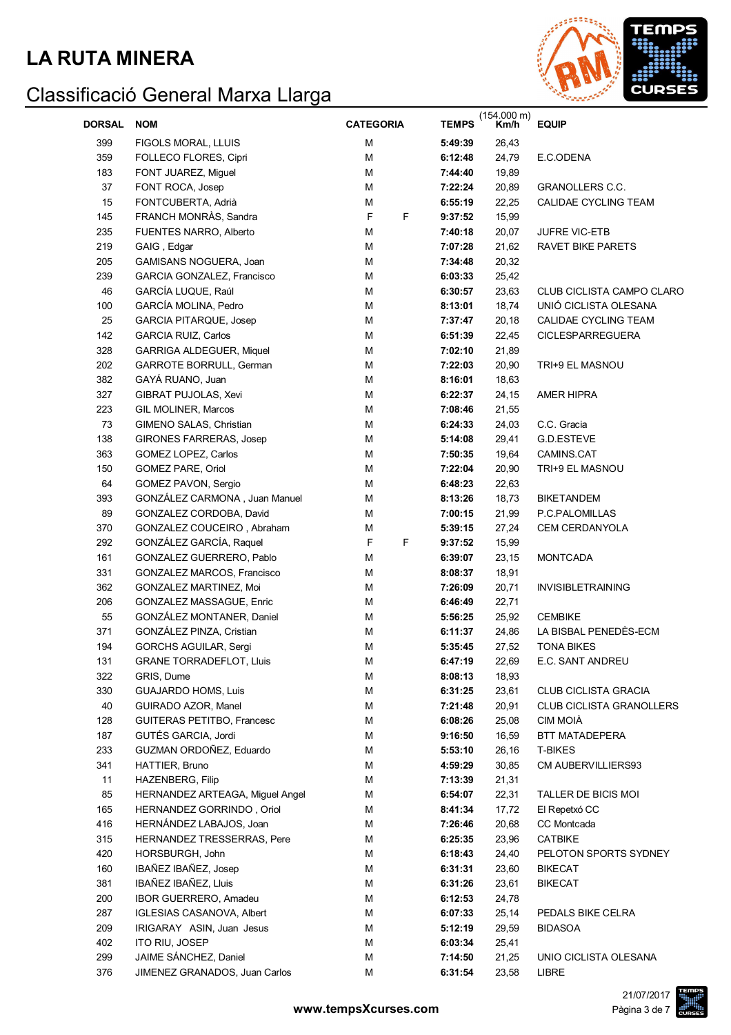# LA RUTA MINERA

## Classificació General Marxa Llarga

| DORSAL | NOM | CATEGORIA | | TEMPS | (154.000 m) Km/h | EQUIP |
|---|---|---|---|---|---|---|
| 399 | FIGOLS MORAL, LLUIS | M | | **5:49:39** | 26,43 | |
| 359 | FOLLECO FLORES, Cipri | M | | **6:12:48** | 24,79 | E.C.ODENA |
| 183 | FONT JUAREZ, Miguel | M | | **7:44:40** | 19,89 | |
| 37 | FONT ROCA, Josep | M | | **7:22:24** | 20,89 | GRANOLLERS C.C. |
| 15 | FONTCUBERTA, Adrià | M | | **6:55:19** | 22,25 | CALIDAE CYCLING TEAM |
| 145 | FRANCH MONRÀS, Sandra | F | F | **9:37:52** | 15,99 | |
| 235 | FUENTES NARRO, Alberto | M | | **7:40:18** | 20,07 | JUFRE VIC-ETB |
| 219 | GAIG , Edgar | M | | **7:07:28** | 21,62 | RAVET BIKE PARETS |
| 205 | GAMISANS NOGUERA, Joan | M | | **7:34:48** | 20,32 | |
| 239 | GARCIA GONZALEZ, Francisco | M | | **6:03:33** | 25,42 | |
| 46 | GARCÍA LUQUE, Raúl | M | | **6:30:57** | 23,63 | CLUB CICLISTA CAMPO CLARO |
| 100 | GARCÍA MOLINA, Pedro | M | | **8:13:01** | 18,74 | UNIÓ CICLISTA OLESANA |
| 25 | GARCIA PITARQUE, Josep | M | | **7:37:47** | 20,18 | CALIDAE CYCLING TEAM |
| 142 | GARCIA RUIZ, Carlos | M | | **6:51:39** | 22,45 | CICLESPARREGUERA |
| 328 | GARRIGA ALDEGUER, Miquel | M | | **7:02:10** | 21,89 | |
| 202 | GARROTE BORRULL, German | M | | **7:22:03** | 20,90 | TRI+9 EL MASNOU |
| 382 | GAYÁ RUANO, Juan | M | | **8:16:01** | 18,63 | |
| 327 | GIBRAT PUJOLAS, Xevi | M | | **6:22:37** | 24,15 | AMER HIPRA |
| 223 | GIL MOLINER, Marcos | M | | **7:08:46** | 21,55 | |
| 73 | GIMENO SALAS, Christian | M | | **6:24:33** | 24,03 | C.C. Gracia |
| 138 | GIRONES FARRERAS, Josep | M | | **5:14:08** | 29,41 | G.D.ESTEVE |
| 363 | GOMEZ LOPEZ, Carlos | M | | **7:50:35** | 19,64 | CAMINS.CAT |
| 150 | GOMEZ PARE, Oriol | M | | **7:22:04** | 20,90 | TRI+9 EL MASNOU |
| 64 | GOMEZ PAVON, Sergio | M | | **6:48:23** | 22,63 | |
| 393 | GONZÁLEZ CARMONA , Juan Manuel | M | | **8:13:26** | 18,73 | BIKETANDEM |
| 89 | GONZALEZ CORDOBA, David | M | | **7:00:15** | 21,99 | P.C.PALOMILLAS |
| 370 | GONZALEZ COUCEIRO , Abraham | M | | **5:39:15** | 27,24 | CEM CERDANYOLA |
| 292 | GONZÁLEZ GARCÍA, Raquel | F | F | **9:37:52** | 15,99 | |
| 161 | GONZALEZ GUERRERO, Pablo | M | | **6:39:07** | 23,15 | MONTCADA |
| 331 | GONZALEZ MARCOS, Francisco | M | | **8:08:37** | 18,91 | |
| 362 | GONZALEZ MARTINEZ, Moi | M | | **7:26:09** | 20,71 | INVISIBLETRAINING |
| 206 | GONZALEZ MASSAGUE, Enric | M | | **6:46:49** | 22,71 | |
| 55 | GONZÁLEZ MONTANER, Daniel | M | | **5:56:25** | 25,92 | CEMBIKE |
| 371 | GONZÁLEZ PINZA, Cristian | M | | **6:11:37** | 24,86 | LA BISBAL PENEDÈS-ECM |
| 194 | GORCHS AGUILAR, Sergi | M | | **5:35:45** | 27,52 | TONA BIKES |
| 131 | GRANE TORRADEFLOT, Lluis | M | | **6:47:19** | 22,69 | E.C. SANT ANDREU |
| 322 | GRIS, Dume | M | | **8:08:13** | 18,93 | |
| 330 | GUAJARDO HOMS, Luis | M | | **6:31:25** | 23,61 | CLUB CICLISTA GRACIA |
| 40 | GUIRADO AZOR, Manel | M | | **7:21:48** | 20,91 | CLUB CICLISTA GRANOLLERS |
| 128 | GUITERAS PETITBO, Francesc | M | | **6:08:26** | 25,08 | CIM MOIÀ |
| 187 | GUTÉS GARCIA, Jordi | M | | **9:16:50** | 16,59 | BTT MATADEPERA |
| 233 | GUZMAN ORDOÑEZ, Eduardo | M | | **5:53:10** | 26,16 | T-BIKES |
| 341 | HATTIER, Bruno | M | | **4:59:29** | 30,85 | CM AUBERVILLIERS93 |
| 11 | HAZENBERG, Filip | M | | **7:13:39** | 21,31 | |
| 85 | HERNANDEZ ARTEAGA, Miguel Angel | M | | **6:54:07** | 22,31 | TALLER DE BICIS MOI |
| 165 | HERNANDEZ GORRINDO , Oriol | M | | **8:41:34** | 17,72 | El Repetxó CC |
| 416 | HERNÁNDEZ LABAJOS, Joan | M | | **7:26:46** | 20,68 | CC Montcada |
| 315 | HERNANDEZ TRESSERRAS, Pere | M | | **6:25:35** | 23,96 | CATBIKE |
| 420 | HORSBURGH, John | M | | **6:18:43** | 24,40 | PELOTON SPORTS SYDNEY |
| 160 | IBAÑEZ IBAÑEZ, Josep | M | | **6:31:31** | 23,60 | BIKECAT |
| 381 | IBAÑEZ IBAÑEZ, Lluis | M | | **6:31:26** | 23,61 | BIKECAT |
| 200 | IBOR GUERRERO, Amadeu | M | | **6:12:53** | 24,78 | |
| 287 | IGLESIAS CASANOVA, Albert | M | | **6:07:33** | 25,14 | PEDALS BIKE CELRA |
| 209 | IRIGARAY ASIN, Juan Jesus | M | | **5:12:19** | 29,59 | BIDASOA |
| 402 | ITO RIU, JOSEP | M | | **6:03:34** | 25,41 | |
| 299 | JAIME SÁNCHEZ, Daniel | M | | **7:14:50** | 21,25 | UNIO CICLISTA OLESANA |
| 376 | JIMENEZ GRANADOS, Juan Carlos | M | | **6:31:54** | 23,58 | LIBRE |

www.tempsXcurses.com

21/07/2017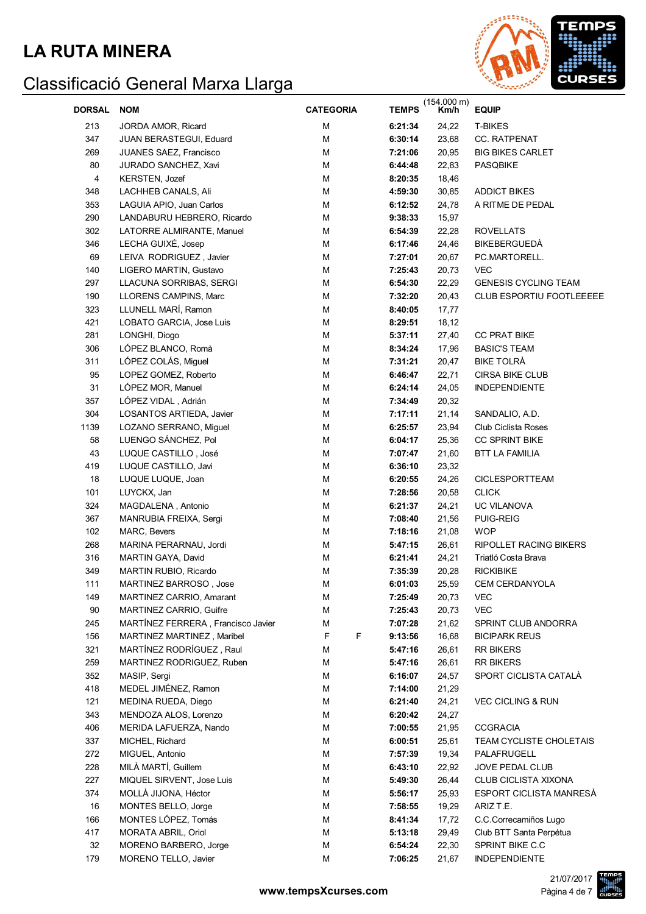# LA RUTA MINERA

## Classificació General Marxa Llarga

| DORSAL | NOM | CATEGORIA | | TEMPS | (154.000 m) Km/h | EQUIP |
|---|---|---|---|---|---|---|
| 213 | JORDA AMOR, Ricard | M | | **6:21:34** | 24,22 | T-BIKES |
| 347 | JUAN BERASTEGUI, Eduard | M | | **6:30:14** | 23,68 | CC. RATPENAT |
| 269 | JUANES SAEZ, Francisco | M | | **7:21:06** | 20,95 | BIG BIKES CARLET |
| 80 | JURADO SANCHEZ, Xavi | M | | **6:44:48** | 22,83 | PASQBIKE |
| 4 | KERSTEN, Jozef | M | | **8:20:35** | 18,46 | |
| 348 | LACHHEB CANALS, Ali | M | | **4:59:30** | 30,85 | ADDICT BIKES |
| 353 | LAGUIA APIO, Juan Carlos | M | | **6:12:52** | 24,78 | A RITME DE PEDAL |
| 290 | LANDABURU HEBRERO, Ricardo | M | | **9:38:33** | 15,97 | |
| 302 | LATORRE ALMIRANTE, Manuel | M | | **6:54:39** | 22,28 | ROVELLATS |
| 346 | LECHA GUIXÉ, Josep | M | | **6:17:46** | 24,46 | BIKEBERGUEDÀ |
| 69 | LEIVA RODRIGUEZ , Javier | M | | **7:27:01** | 20,67 | PC.MARTORELL. |
| 140 | LIGERO MARTIN, Gustavo | M | | **7:25:43** | 20,73 | VEC |
| 297 | LLACUNA SORRIBAS, SERGI | M | | **6:54:30** | 22,29 | GENESIS CYCLING TEAM |
| 190 | LLORENS CAMPINS, Marc | M | | **7:32:20** | 20,43 | CLUB ESPORTIU FOOTLEEEEE |
| 323 | LLUNELL MARÍ, Ramon | M | | **8:40:05** | 17,77 | |
| 421 | LOBATO GARCIA, Jose Luis | M | | **8:29:51** | 18,12 | |
| 281 | LONGHI, Diogo | M | | **5:37:11** | 27,40 | CC PRAT BIKE |
| 306 | LÓPEZ BLANCO, Romà | M | | **8:34:24** | 17,96 | BASIC'S TEAM |
| 311 | LÓPEZ COLÁS, Miguel | M | | **7:31:21** | 20,47 | BIKE TOLRÀ |
| 95 | LOPEZ GOMEZ, Roberto | M | | **6:46:47** | 22,71 | CIRSA BIKE CLUB |
| 31 | LÓPEZ MOR, Manuel | M | | **6:24:14** | 24,05 | INDEPENDIENTE |
| 357 | LÓPEZ VIDAL , Adrián | M | | **7:34:49** | 20,32 | |
| 304 | LOSANTOS ARTIEDA, Javier | M | | **7:17:11** | 21,14 | SANDALIO, A.D. |
| 1139 | LOZANO SERRANO, Miguel | M | | **6:25:57** | 23,94 | Club Ciclista Roses |
| 58 | LUENGO SÁNCHEZ, Pol | M | | **6:04:17** | 25,36 | CC SPRINT BIKE |
| 43 | LUQUE CASTILLO , José | M | | **7:07:47** | 21,60 | BTT LA FAMILIA |
| 419 | LUQUE CASTILLO, Javi | M | | **6:36:10** | 23,32 | |
| 18 | LUQUE LUQUE, Joan | M | | **6:20:55** | 24,26 | CICLESPORTTEAM |
| 101 | LUYCKX, Jan | M | | **7:28:56** | 20,58 | CLICK |
| 324 | MAGDALENA , Antonio | M | | **6:21:37** | 24,21 | UC VILANOVA |
| 367 | MANRUBIA FREIXA, Sergi | M | | **7:08:40** | 21,56 | PUIG-REIG |
| 102 | MARC, Bevers | M | | **7:18:16** | 21,08 | WOP |
| 268 | MARINA PERARNAU, Jordi | M | | **5:47:15** | 26,61 | RIPOLLET RACING BIKERS |
| 316 | MARTIN GAYA, David | M | | **6:21:41** | 24,21 | Triatló Costa Brava |
| 349 | MARTIN RUBIO, Ricardo | M | | **7:35:39** | 20,28 | RICKIBIKE |
| 111 | MARTINEZ BARROSO , Jose | M | | **6:01:03** | 25,59 | CEM CERDANYOLA |
| 149 | MARTINEZ CARRIO, Amarant | M | | **7:25:49** | 20,73 | VEC |
| 90 | MARTINEZ CARRIO, Guifre | M | | **7:25:43** | 20,73 | VEC |
| 245 | MARTÍNEZ FERRERA , Francisco Javier | M | | **7:07:28** | 21,62 | SPRINT CLUB ANDORRA |
| 156 | MARTINEZ MARTINEZ , Maribel | F | F | **9:13:56** | 16,68 | BICIPARK REUS |
| 321 | MARTÍNEZ RODRÍGUEZ , Raul | M | | **5:47:16** | 26,61 | RR BIKERS |
| 259 | MARTINEZ RODRIGUEZ, Ruben | M | | **5:47:16** | 26,61 | RR BIKERS |
| 352 | MASIP, Sergi | M | | **6:16:07** | 24,57 | SPORT CICLISTA CATALÀ |
| 418 | MEDEL JIMÉNEZ, Ramon | M | | **7:14:00** | 21,29 | |
| 121 | MEDINA RUEDA, Diego | M | | **6:21:40** | 24,21 | VEC CICLING & RUN |
| 343 | MENDOZA ALOS, Lorenzo | M | | **6:20:42** | 24,27 | |
| 406 | MERIDA LAFUERZA, Nando | M | | **7:00:55** | 21,95 | CCGRACIA |
| 337 | MICHEL, Richard | M | | **6:00:51** | 25,61 | TEAM CYCLISTE CHOLETAIS |
| 272 | MIGUEL, Antonio | M | | **7:57:39** | 19,34 | PALAFRUGELL |
| 228 | MILÀ MARTÍ, Guillem | M | | **6:43:10** | 22,92 | JOVE PEDAL CLUB |
| 227 | MIQUEL SIRVENT, Jose Luis | M | | **5:49:30** | 26,44 | CLUB CICLISTA XIXONA |
| 374 | MOLLÀ JIJONA, Héctor | M | | **5:56:17** | 25,93 | ESPORT CICLISTA MANRESÀ |
| 16 | MONTES BELLO, Jorge | M | | **7:58:55** | 19,29 | ARIZ T.E. |
| 166 | MONTES LÓPEZ, Tomás | M | | **8:41:34** | 17,72 | C.C.Correcaminos Lugo |
| 417 | MORATA ABRIL, Oriol | M | | **5:13:18** | 29,49 | Club BTT Santa Perpétua |
| 32 | MORENO BARBERO, Jorge | M | | **6:54:24** | 22,30 | SPRINT BIKE C.C |
| 179 | MORENO TELLO, Javier | M | | **7:06:25** | 21,67 | INDEPENDIENTE |

www.tempsXcurses.com

21/07/2017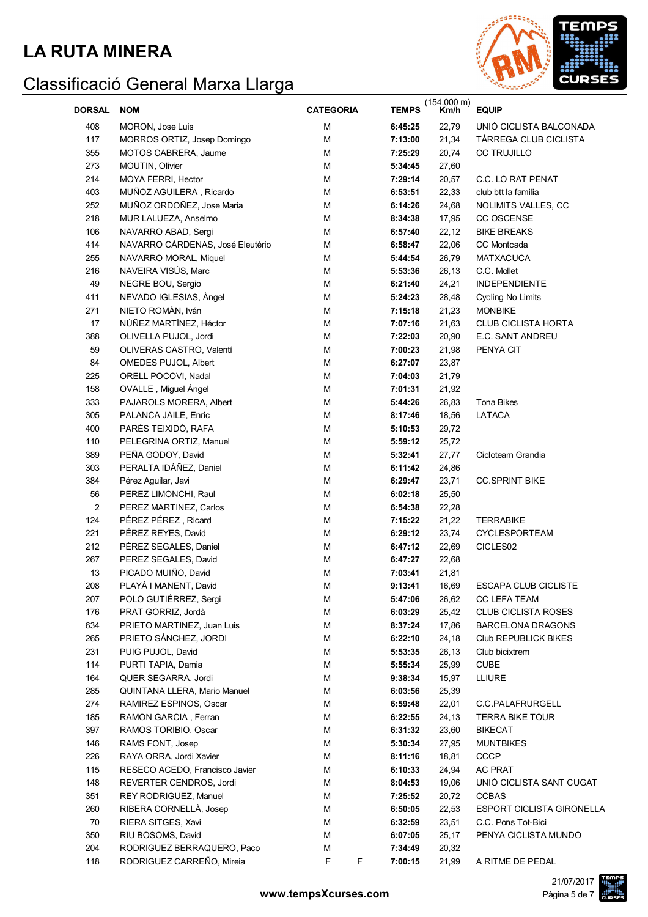# LA RUTA MINERA

## Classificació General Marxa Llarga

| DORSAL | NOM | CATEGORIA | | TEMPS | (154.000 m) Km/h | EQUIP |
|---|---|---|---|---|---|---|
| 408 | MORON, Jose Luis | M | | **6:45:25** | 22,79 | UNIÓ CICLISTA BALCONADA |
| 117 | MORROS ORTIZ, Josep Domingo | M | | **7:13:00** | 21,34 | TÀRREGA CLUB CICLISTA |
| 355 | MOTOS CABRERA, Jaume | M | | **7:25:29** | 20,74 | CC TRUJILLO |
| 273 | MOUTIN, Olivier | M | | **5:34:45** | 27,60 | |
| 214 | MOYA FERRI, Hector | M | | **7:29:14** | 20,57 | C.C. LO RAT PENAT |
| 403 | MUÑOZ AGUILERA , Ricardo | M | | **6:53:51** | 22,33 | club btt la familia |
| 252 | MUÑOZ ORDOÑEZ, Jose Maria | M | | **6:14:26** | 24,68 | NOLIMITS VALLES, CC |
| 218 | MUR LALUEZA, Anselmo | M | | **8:34:38** | 17,95 | CC OSCENSE |
| 106 | NAVARRO ABAD, Sergi | M | | **6:57:40** | 22,12 | BIKE BREAKS |
| 414 | NAVARRO CÁRDENAS, José Eleutério | M | | **6:58:47** | 22,06 | CC Montcada |
| 255 | NAVARRO MORAL, Miquel | M | | **5:44:54** | 26,79 | MATXACUCA |
| 216 | NAVEIRA VISÚS, Marc | M | | **5:53:36** | 26,13 | C.C. Mollet |
| 49 | NEGRE BOU, Sergio | M | | **6:21:40** | 24,21 | INDEPENDIENTE |
| 411 | NEVADO IGLESIAS, Àngel | M | | **5:24:23** | 28,48 | Cycling No Limits |
| 271 | NIETO ROMÁN, Iván | M | | **7:15:18** | 21,23 | MONBIKE |
| 17 | NÚÑEZ MARTÍNEZ, Héctor | M | | **7:07:16** | 21,63 | CLUB CICLISTA HORTA |
| 388 | OLIVELLA PUJOL, Jordi | M | | **7:22:03** | 20,90 | E.C. SANT ANDREU |
| 59 | OLIVERAS CASTRO, Valentí | M | | **7:00:23** | 21,98 | PENYA CIT |
| 84 | OMEDES PUJOL, Albert | M | | **6:27:07** | 23,87 | |
| 225 | ORELL POCOVI, Nadal | M | | **7:04:03** | 21,79 | |
| 158 | OVALLE , Miguel Ángel | M | | **7:01:31** | 21,92 | |
| 333 | PAJAROLS MORERA, Albert | M | | **5:44:26** | 26,83 | Tona Bikes |
| 305 | PALANCA JAILE, Enric | M | | **8:17:46** | 18,56 | LATACA |
| 400 | PARÉS TEIXIDÓ, RAFA | M | | **5:10:53** | 29,72 | |
| 110 | PELEGRINA ORTIZ, Manuel | M | | **5:59:12** | 25,72 | |
| 389 | PEÑA GODOY, David | M | | **5:32:41** | 27,77 | Cicloteam Grandia |
| 303 | PERALTA IDÁÑEZ, Daniel | M | | **6:11:42** | 24,86 | |
| 384 | Pérez Aguilar, Javi | M | | **6:29:47** | 23,71 | CC.SPRINT BIKE |
| 56 | PEREZ LIMONCHI, Raul | M | | **6:02:18** | 25,50 | |
| 2 | PEREZ MARTINEZ, Carlos | M | | **6:54:38** | 22,28 | |
| 124 | PÉREZ PÉREZ , Ricard | M | | **7:15:22** | 21,22 | TERRABIKE |
| 221 | PÉREZ REYES, David | M | | **6:29:12** | 23,74 | CYCLESPORTEAM |
| 212 | PÉREZ SEGALES, Daniel | M | | **6:47:12** | 22,69 | CICLES02 |
| 267 | PEREZ SEGALES, David | M | | **6:47:27** | 22,68 | |
| 13 | PICADO MUIÑO, David | M | | **7:03:41** | 21,81 | |
| 208 | PLAYÀ I MANENT, David | M | | **9:13:41** | 16,69 | ESCAPA CLUB CICLISTE |
| 207 | POLO GUTIÉRREZ, Sergi | M | | **5:47:06** | 26,62 | CC LEFA TEAM |
| 176 | PRAT GORRIZ, Jordà | M | | **6:03:29** | 25,42 | CLUB CICLISTA ROSES |
| 634 | PRIETO MARTINEZ, Juan Luis | M | | **8:37:24** | 17,86 | BARCELONA DRAGONS |
| 265 | PRIETO SÁNCHEZ, JORDI | M | | **6:22:10** | 24,18 | Club REPUBLICK BIKES |
| 231 | PUIG PUJOL, David | M | | **5:53:35** | 26,13 | Club bicixtrem |
| 114 | PURTI TAPIA, Damia | M | | **5:55:34** | 25,99 | CUBE |
| 164 | QUER SEGARRA, Jordi | M | | **9:38:34** | 15,97 | LLIURE |
| 285 | QUINTANA LLERA, Mario Manuel | M | | **6:03:56** | 25,39 | |
| 274 | RAMIREZ ESPINOS, Oscar | M | | **6:59:48** | 22,01 | C.C.PALAFRURGELL |
| 185 | RAMON GARCIA , Ferran | M | | **6:22:55** | 24,13 | TERRA BIKE TOUR |
| 397 | RAMOS TORIBIO, Oscar | M | | **6:31:32** | 23,60 | BIKECAT |
| 146 | RAMS FONT, Josep | M | | **5:30:34** | 27,95 | MUNTBIKES |
| 226 | RAYA ORRA, Jordi Xavier | M | | **8:11:16** | 18,81 | CCCP |
| 115 | RESECO ACEDO, Francisco Javier | M | | **6:10:33** | 24,94 | AC PRAT |
| 148 | REVERTER CENDROS, Jordi | M | | **8:04:53** | 19,06 | UNIÓ CICLISTA SANT CUGAT |
| 351 | REY RODRIGUEZ, Manuel | M | | **7:25:52** | 20,72 | CCBAS |
| 260 | RIBERA CORNELLÀ, Josep | M | | **6:50:05** | 22,53 | ESPORT CICLISTA GIRONELLA |
| 70 | RIERA SITGES, Xavi | M | | **6:32:59** | 23,51 | C.C. Pons Tot-Bici |
| 350 | RIU BOSOMS, David | M | | **6:07:05** | 25,17 | PENYA CICLISTA MUNDO |
| 204 | RODRIGUEZ BERRAQUERO, Paco | M | | **7:34:49** | 20,32 | |
| 118 | RODRIGUEZ CARREÑO, Mireia | F | F | **7:00:15** | 21,99 | A RITME DE PEDAL |

www.tempsXcurses.com

21/07/2017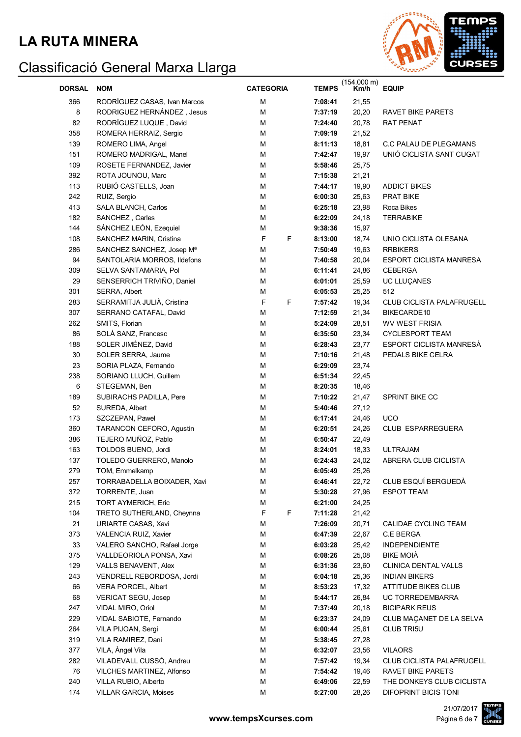# LA RUTA MINERA

## Classificació General Marxa Llarga

| DORSAL | NOM | CATEGORIA | | TEMPS | (154.000 m) Km/h | EQUIP |
|---|---|---|---|---|---|---|
| 366 | RODRÍGUEZ CASAS, Ivan Marcos | M | | **7:08:41** | 21,55 | |
| 8 | RODRIGUEZ HERNÁNDEZ , Jesus | M | | **7:37:19** | 20,20 | RAVET BIKE PARETS |
| 82 | RODRÍGUEZ LUQUE , David | M | | **7:24:40** | 20,78 | RAT PENAT |
| 358 | ROMERA HERRAIZ, Sergio | M | | **7:09:19** | 21,52 | |
| 139 | ROMERO LIMA, Angel | M | | **8:11:13** | 18,81 | C.C PALAU DE PLEGAMANS |
| 151 | ROMERO MADRIGAL, Manel | M | | **7:42:47** | 19,97 | UNIÓ CICLISTA SANT CUGAT |
| 109 | ROSETE FERNANDEZ, Javier | M | | **5:58:46** | 25,75 | |
| 392 | ROTA JOUNOU, Marc | M | | **7:15:38** | 21,21 | |
| 113 | RUBIÓ CASTELLS, Joan | M | | **7:44:17** | 19,90 | ADDICT BIKES |
| 242 | RUIZ, Sergio | M | | **6:00:30** | 25,63 | PRAT BIKE |
| 413 | SALA BLANCH, Carlos | M | | **6:25:18** | 23,98 | Roca Bikes |
| 182 | SANCHEZ , Carles | M | | **6:22:09** | 24,18 | TERRABIKE |
| 144 | SÁNCHEZ LEÓN, Ezequiel | M | | **9:38:36** | 15,97 | |
| 108 | SANCHEZ MARIN, Cristina | F | F | **8:13:00** | 18,74 | UNIO CICLISTA OLESANA |
| 286 | SANCHEZ SANCHEZ, Josep Mª | M | | **7:50:49** | 19,63 | RRBIKERS |
| 94 | SANTOLARIA MORROS, Ildefons | M | | **7:40:58** | 20,04 | ESPORT CICLISTA MANRESA |
| 309 | SELVA SANTAMARIA, Pol | M | | **6:11:41** | 24,86 | CEBERGA |
| 29 | SENSERRICH TRIVIÑO, Daniel | M | | **6:01:01** | 25,59 | UC LLUÇANES |
| 301 | SERRA, Albert | M | | **6:05:53** | 25,25 | 512 |
| 283 | SERRAMITJA JULIÀ, Cristina | F | F | **7:57:42** | 19,34 | CLUB CICLISTA PALAFRUGELL |
| 307 | SERRANO CATAFAL, David | M | | **7:12:59** | 21,34 | BIKECARDE10 |
| 262 | SMITS, Florian | M | | **5:24:09** | 28,51 | WV WEST FRISIA |
| 86 | SOLÀ SANZ, Francesc | M | | **6:35:50** | 23,34 | CYCLESPORT TEAM |
| 188 | SOLER JIMÉNEZ, David | M | | **6:28:43** | 23,77 | ESPORT CICLISTA MANRESÀ |
| 30 | SOLER SERRA, Jaume | M | | **7:10:16** | 21,48 | PEDALS BIKE CELRA |
| 23 | SORIA PLAZA, Fernando | M | | **6:29:09** | 23,74 | |
| 238 | SORIANO LLUCH, Guillem | M | | **6:51:34** | 22,45 | |
| 6 | STEGEMAN, Ben | M | | **8:20:35** | 18,46 | |
| 189 | SUBIRACHS PADILLA, Pere | M | | **7:10:22** | 21,47 | SPRINT BIKE CC |
| 52 | SUREDA, Albert | M | | **5:40:46** | 27,12 | |
| 173 | SZCZEPAN, Pawel | M | | **6:17:41** | 24,46 | UCO |
| 360 | TARANCON CEFORO, Agustin | M | | **6:20:51** | 24,26 | CLUB ESPARREGUERA |
| 386 | TEJERO MUÑOZ, Pablo | M | | **6:50:47** | 22,49 | |
| 163 | TOLDOS BUENO, Jordi | M | | **8:24:01** | 18,33 | ULTRAJAM |
| 137 | TOLEDO GUERRERO, Manolo | M | | **6:24:43** | 24,02 | ABRERA CLUB CICLISTA |
| 279 | TOM, Emmelkamp | M | | **6:05:49** | 25,26 | |
| 257 | TORRABADELLA BOIXADER, Xavi | M | | **6:46:41** | 22,72 | CLUB ESQUÍ BERGUEDÀ |
| 372 | TORRENTE, Juan | M | | **5:30:28** | 27,96 | ESPOT TEAM |
| 215 | TORT AYMERICH, Eric | M | | **6:21:00** | 24,25 | |
| 104 | TRETO SUTHERLAND, Cheynna | F | F | **7:11:28** | 21,42 | |
| 21 | URIARTE CASAS, Xavi | M | | **7:26:09** | 20,71 | CALIDAE CYCLING TEAM |
| 373 | VALENCIA RUIZ, Xavier | M | | **6:47:39** | 22,67 | C.E BERGA |
| 33 | VALERO SANCHO, Rafael Jorge | M | | **6:03:28** | 25,42 | INDEPENDIENTE |
| 375 | VALLDEORIOLA PONSA, Xavi | M | | **6:08:26** | 25,08 | BIKE MOIÀ |
| 129 | VALLS BENAVENT, Alex | M | | **6:31:36** | 23,60 | CLINICA DENTAL VALLS |
| 243 | VENDRELL REBORDOSA, Jordi | M | | **6:04:18** | 25,36 | INDIAN BIKERS |
| 66 | VERA PORCEL, Albert | M | | **8:53:23** | 17,32 | ATTITUDE BIKES CLUB |
| 68 | VERICAT SEGU, Josep | M | | **5:44:17** | 26,84 | UC TORREDEMBARRA |
| 247 | VIDAL MIRO, Oriol | M | | **7:37:49** | 20,18 | BICIPARK REUS |
| 229 | VIDAL SABIOTE, Fernando | M | | **6:23:37** | 24,09 | CLUB MAÇANET DE LA SELVA |
| 264 | VILA PIJOAN, Sergi | M | | **6:00:44** | 25,61 | CLUB TRI5U |
| 319 | VILA RAMIREZ, Dani | M | | **5:38:45** | 27,28 | |
| 377 | VILA, Àngel Vila | M | | **6:32:07** | 23,56 | VILAORS |
| 282 | VILADEVALL CUSSÓ, Andreu | M | | **7:57:42** | 19,34 | CLUB CICLISTA PALAFRUGELL |
| 76 | VILCHES MARTINEZ, Alfonso | M | | **7:54:42** | 19,46 | RAVET BIKE PARETS |
| 240 | VILLA RUBIO, Alberto | M | | **6:49:06** | 22,59 | THE DONKEYS CLUB CICLISTA |
| 174 | VILLAR GARCIA, Moises | M | | **5:27:00** | 28,26 | DIFOPRINT BICIS TONI |

www.tempsXcurses.com

21/07/2017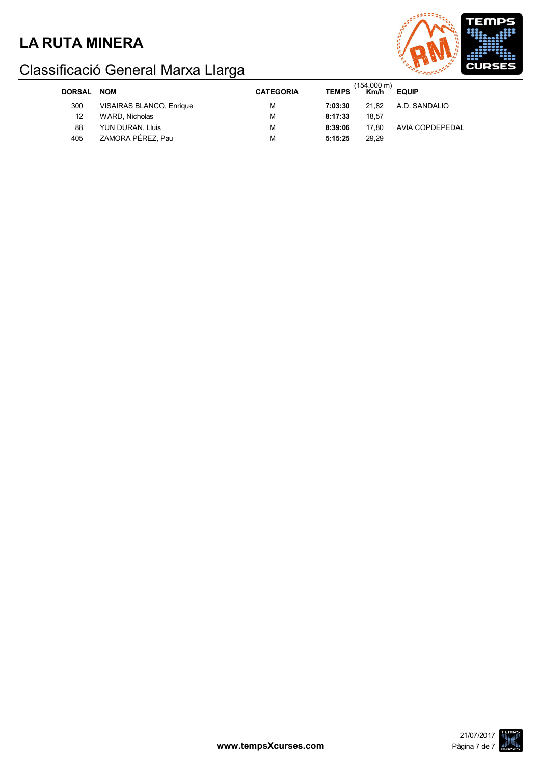# LA RUTA MINERA

## Classificació General Marxa Llarga

| DORSAL | NOM | CATEGORIA | TEMPS | (154.000 m) Km/h | EQUIP |
|---|---|---|---|---|---|
| 300 | VISAIRAS BLANCO, Enrique | M | **7:03:30** | 21,82 | A.D. SANDALIO |
| 12 | WARD, Nicholas | M | **8:17:33** | 18,57 | |
| 88 | YUN DURAN, Lluis | M | **8:39:06** | 17,80 | AVIA COPDEPEDAL |
| 405 | ZAMORA PÉREZ, Pau | M | **5:15:25** | 29,29 | |

**www.tempsXcurses.com**

21/07/2017